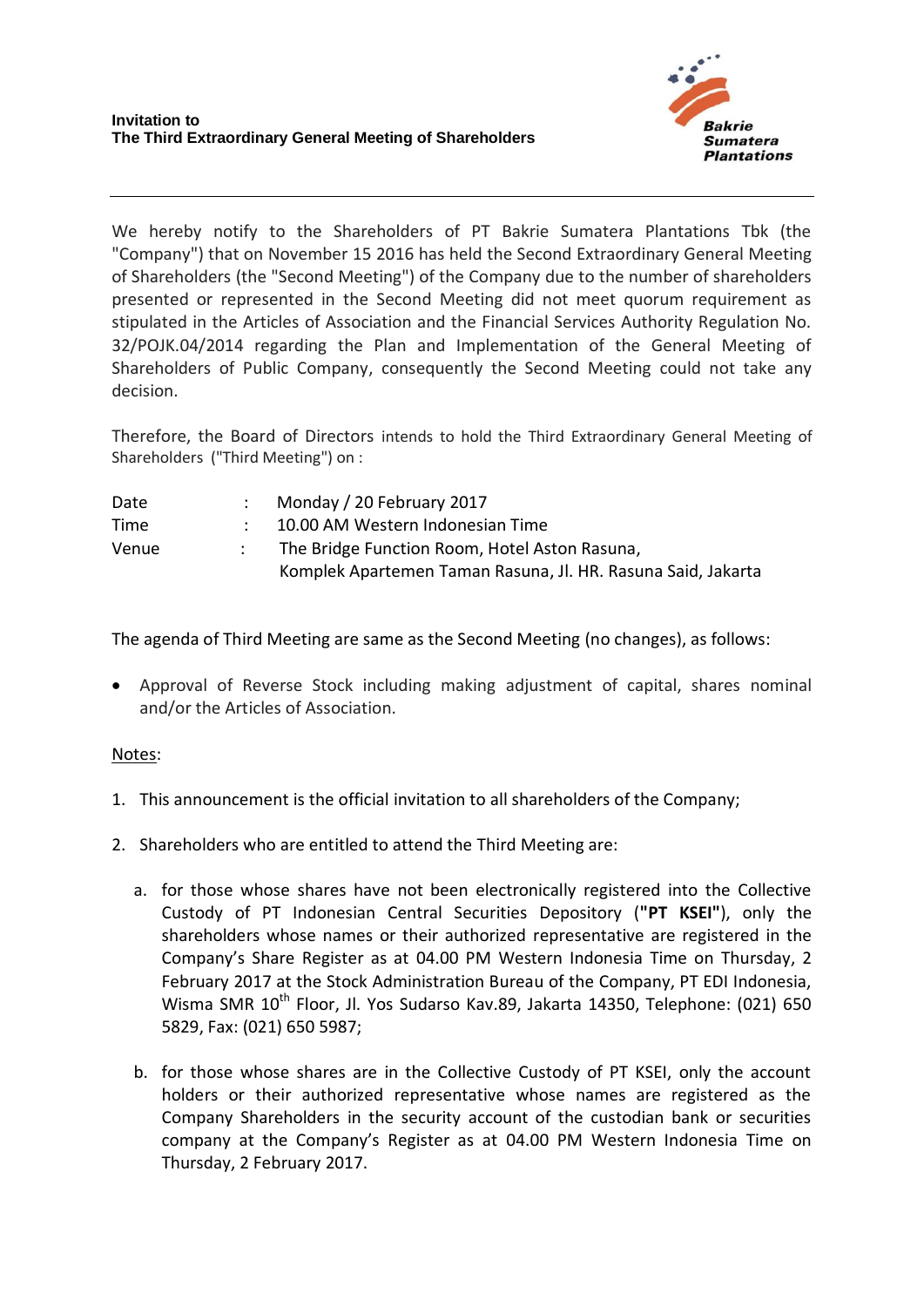**Invitation to**
**The Third Extraordinary General Meeting of Shareholders**

Bakrie Sumatera Plantations

---

We hereby notify to the Shareholders of PT Bakrie Sumatera Plantations Tbk (the "Company") that on November 15 2016 has held the Second Extraordinary General Meeting of Shareholders (the "Second Meeting") of the Company due to the number of shareholders presented or represented in the Second Meeting did not meet quorum requirement as stipulated in the Articles of Association and the Financial Services Authority Regulation No. 32/POJK.04/2014 regarding the Plan and Implementation of the General Meeting of Shareholders of Public Company, consequently the Second Meeting could not take any decision.

Therefore, the Board of Directors intends to hold the Third Extraordinary General Meeting of Shareholders ("Third Meeting") on :

| | | |
|---|---|---|
| Date | : | Monday / 20 February 2017 |
| Time | : | 10.00 AM Western Indonesian Time |
| Venue | : | The Bridge Function Room, Hotel Aston Rasuna, Komplek Apartemen Taman Rasuna, Jl. HR. Rasuna Said, Jakarta |

The agenda of Third Meeting are same as the Second Meeting (no changes), as follows:

- Approval of Reverse Stock including making adjustment of capital, shares nominal and/or the Articles of Association.

Notes:

1. This announcement is the official invitation to all shareholders of the Company;

2. Shareholders who are entitled to attend the Third Meeting are:

   a. for those whose shares have not been electronically registered into the Collective Custody of PT Indonesian Central Securities Depository (**"PT KSEI"**), only the shareholders whose names or their authorized representative are registered in the Company's Share Register as at 04.00 PM Western Indonesia Time on Thursday, 2 February 2017 at the Stock Administration Bureau of the Company, PT EDI Indonesia, Wisma SMR 10th Floor, Jl. Yos Sudarso Kav.89, Jakarta 14350, Telephone: (021) 650 5829, Fax: (021) 650 5987;

   b. for those whose shares are in the Collective Custody of PT KSEI, only the account holders or their authorized representative whose names are registered as the Company Shareholders in the security account of the custodian bank or securities company at the Company's Register as at 04.00 PM Western Indonesia Time on Thursday, 2 February 2017.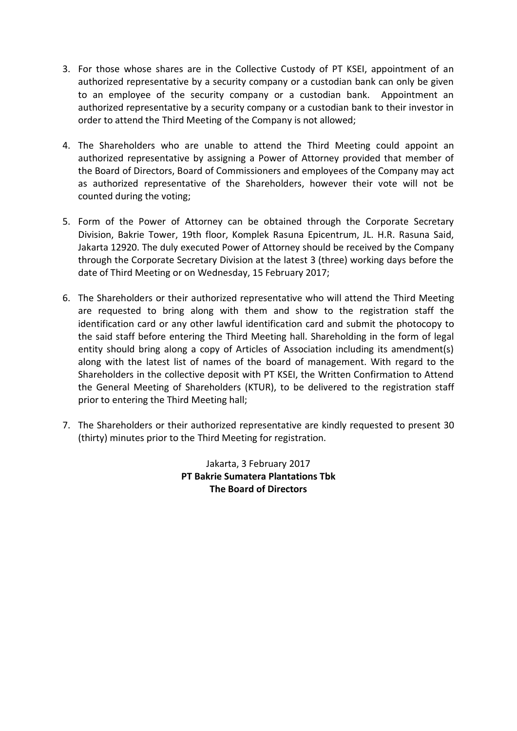3. For those whose shares are in the Collective Custody of PT KSEI, appointment of an authorized representative by a security company or a custodian bank can only be given to an employee of the security company or a custodian bank. Appointment an authorized representative by a security company or a custodian bank to their investor in order to attend the Third Meeting of the Company is not allowed;

4. The Shareholders who are unable to attend the Third Meeting could appoint an authorized representative by assigning a Power of Attorney provided that member of the Board of Directors, Board of Commissioners and employees of the Company may act as authorized representative of the Shareholders, however their vote will not be counted during the voting;

5. Form of the Power of Attorney can be obtained through the Corporate Secretary Division, Bakrie Tower, 19th floor, Komplek Rasuna Epicentrum, JL. H.R. Rasuna Said, Jakarta 12920. The duly executed Power of Attorney should be received by the Company through the Corporate Secretary Division at the latest 3 (three) working days before the date of Third Meeting or on Wednesday, 15 February 2017;

6. The Shareholders or their authorized representative who will attend the Third Meeting are requested to bring along with them and show to the registration staff the identification card or any other lawful identification card and submit the photocopy to the said staff before entering the Third Meeting hall. Shareholding in the form of legal entity should bring along a copy of Articles of Association including its amendment(s) along with the latest list of names of the board of management. With regard to the Shareholders in the collective deposit with PT KSEI, the Written Confirmation to Attend the General Meeting of Shareholders (KTUR), to be delivered to the registration staff prior to entering the Third Meeting hall;

7. The Shareholders or their authorized representative are kindly requested to present 30 (thirty) minutes prior to the Third Meeting for registration.

Jakarta, 3 February 2017
**PT Bakrie Sumatera Plantations Tbk**
**The Board of Directors**